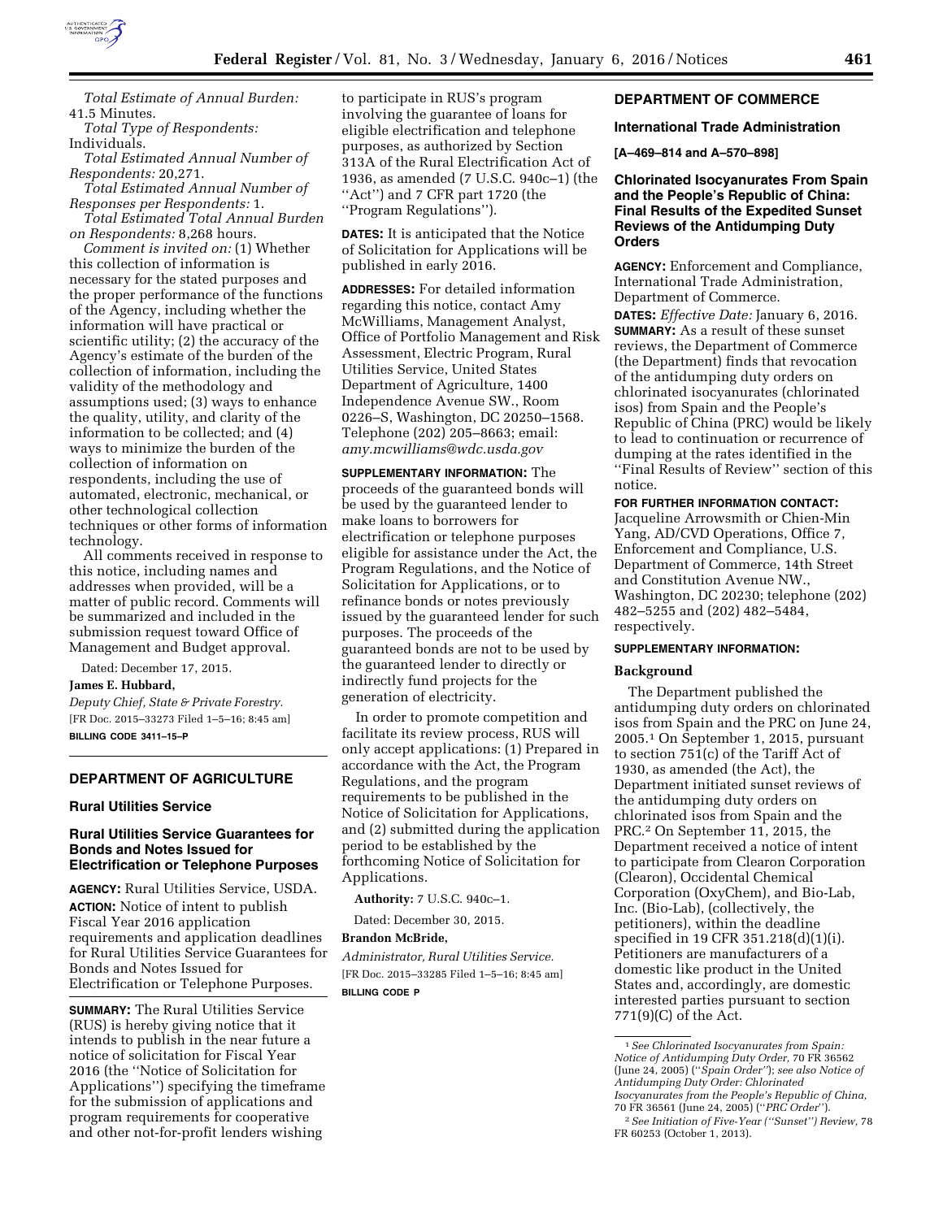*Total Estimate of Annual Burden:* 41.5 Minutes.

*Total Type of Respondents:* Individuals.

*Total Estimated Annual Number of Respondents:* 20,271.

*Total Estimated Annual Number of Responses per Respondents:* 1.

*Total Estimated Total Annual Burden on Respondents:* 8,268 hours.

*Comment is invited on:* (1) Whether this collection of information is necessary for the stated purposes and the proper performance of the functions of the Agency, including whether the information will have practical or scientific utility; (2) the accuracy of the Agency's estimate of the burden of the collection of information, including the validity of the methodology and assumptions used; (3) ways to enhance the quality, utility, and clarity of the information to be collected; and (4) ways to minimize the burden of the collection of information on respondents, including the use of automated, electronic, mechanical, or other technological collection techniques or other forms of information technology.

All comments received in response to this notice, including names and addresses when provided, will be a matter of public record. Comments will be summarized and included in the submission request toward Office of Management and Budget approval.

Dated: December 17, 2015.

**James E. Hubbard,**

*Deputy Chief, State & Private Forestry.*

[FR Doc. 2015–33273 Filed 1–5–16; 8:45 am]

**BILLING CODE 3411–15–P**

## DEPARTMENT OF AGRICULTURE

### Rural Utilities Service

### Rural Utilities Service Guarantees for Bonds and Notes Issued for Electrification or Telephone Purposes

**AGENCY:** Rural Utilities Service, USDA.

**ACTION:** Notice of intent to publish Fiscal Year 2016 application requirements and application deadlines for Rural Utilities Service Guarantees for Bonds and Notes Issued for Electrification or Telephone Purposes.

**SUMMARY:** The Rural Utilities Service (RUS) is hereby giving notice that it intends to publish in the near future a notice of solicitation for Fiscal Year 2016 (the ''Notice of Solicitation for Applications'') specifying the timeframe for the submission of applications and program requirements for cooperative and other not-for-profit lenders wishing to participate in RUS's program involving the guarantee of loans for eligible electrification and telephone purposes, as authorized by Section 313A of the Rural Electrification Act of 1936, as amended (7 U.S.C. 940c–1) (the ''Act'') and 7 CFR part 1720 (the ''Program Regulations'').

**DATES:** It is anticipated that the Notice of Solicitation for Applications will be published in early 2016.

**ADDRESSES:** For detailed information regarding this notice, contact Amy McWilliams, Management Analyst, Office of Portfolio Management and Risk Assessment, Electric Program, Rural Utilities Service, United States Department of Agriculture, 1400 Independence Avenue SW., Room 0226–S, Washington, DC 20250–1568. Telephone (202) 205–8663; email: *amy.mcwilliams@wdc.usda.gov*

**SUPPLEMENTARY INFORMATION:** The proceeds of the guaranteed bonds will be used by the guaranteed lender to make loans to borrowers for electrification or telephone purposes eligible for assistance under the Act, the Program Regulations, and the Notice of Solicitation for Applications, or to refinance bonds or notes previously issued by the guaranteed lender for such purposes. The proceeds of the guaranteed bonds are not to be used by the guaranteed lender to directly or indirectly fund projects for the generation of electricity.

In order to promote competition and facilitate its review process, RUS will only accept applications: (1) Prepared in accordance with the Act, the Program Regulations, and the program requirements to be published in the Notice of Solicitation for Applications, and (2) submitted during the application period to be established by the forthcoming Notice of Solicitation for Applications.

**Authority:** 7 U.S.C. 940c–1.

Dated: December 30, 2015.

**Brandon McBride,**

*Administrator, Rural Utilities Service.*

[FR Doc. 2015–33285 Filed 1–5–16; 8:45 am]

**BILLING CODE P**

## DEPARTMENT OF COMMERCE

### International Trade Administration

**[A–469–814 and A–570–898]**

### Chlorinated Isocyanurates From Spain and the People's Republic of China: Final Results of the Expedited Sunset Reviews of the Antidumping Duty Orders

**AGENCY:** Enforcement and Compliance, International Trade Administration, Department of Commerce.

**DATES:** *Effective Date:* January 6, 2016.

**SUMMARY:** As a result of these sunset reviews, the Department of Commerce (the Department) finds that revocation of the antidumping duty orders on chlorinated isocyanurates (chlorinated isos) from Spain and the People's Republic of China (PRC) would be likely to lead to continuation or recurrence of dumping at the rates identified in the ''Final Results of Review'' section of this notice.

**FOR FURTHER INFORMATION CONTACT:** Jacqueline Arrowsmith or Chien-Min Yang, AD/CVD Operations, Office 7, Enforcement and Compliance, U.S. Department of Commerce, 14th Street and Constitution Avenue NW., Washington, DC 20230; telephone (202) 482–5255 and (202) 482–5484, respectively.

**SUPPLEMENTARY INFORMATION:**

**Background**

The Department published the antidumping duty orders on chlorinated isos from Spain and the PRC on June 24, 2005.[1] On September 1, 2015, pursuant to section 751(c) of the Tariff Act of 1930, as amended (the Act), the Department initiated sunset reviews of the antidumping duty orders on chlorinated isos from Spain and the PRC.[2] On September 11, 2015, the Department received a notice of intent to participate from Clearon Corporation (Clearon), Occidental Chemical Corporation (OxyChem), and Bio-Lab, Inc. (Bio-Lab), (collectively, the petitioners), within the deadline specified in 19 CFR 351.218(d)(1)(i). Petitioners are manufacturers of a domestic like product in the United States and, accordingly, are domestic interested parties pursuant to section 771(9)(C) of the Act.

[1] *See Chlorinated Isocyanurates from Spain: Notice of Antidumping Duty Order,* 70 FR 36562 (June 24, 2005) (''*Spain Order*''); *see also Notice of Antidumping Duty Order: Chlorinated Isocyanurates from the People's Republic of China,* 70 FR 36561 (June 24, 2005) (''*PRC Order*'').

[2] *See Initiation of Five-Year (''Sunset'') Review,* 78 FR 60253 (October 1, 2013).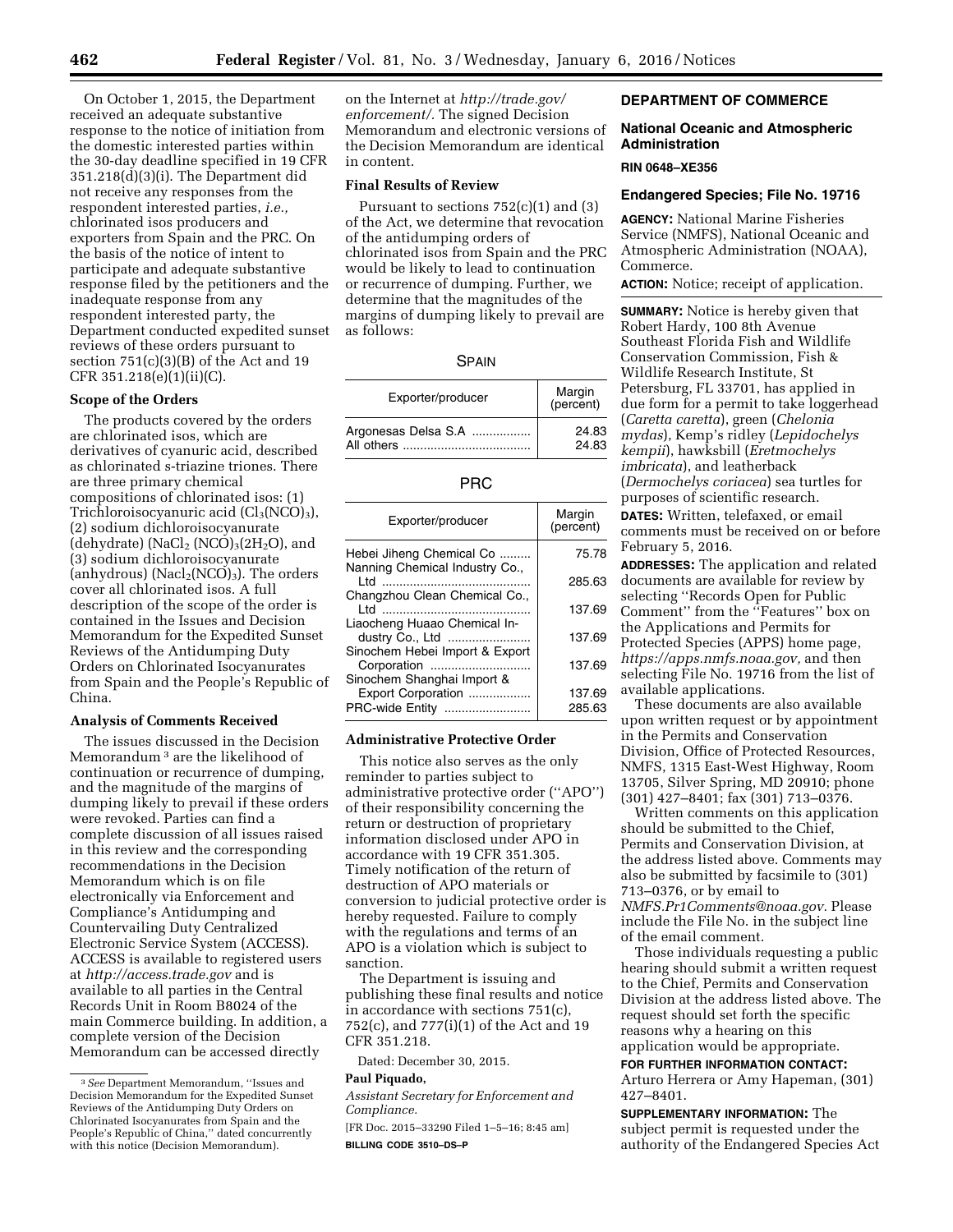On October 1, 2015, the Department received an adequate substantive response to the notice of initiation from the domestic interested parties within the 30-day deadline specified in 19 CFR 351.218(d)(3)(i). The Department did not receive any responses from the respondent interested parties, *i.e.,* chlorinated isos producers and exporters from Spain and the PRC. On the basis of the notice of intent to participate and adequate substantive response filed by the petitioners and the inadequate response from any respondent interested party, the Department conducted expedited sunset reviews of these orders pursuant to section 751(c)(3)(B) of the Act and 19 CFR 351.218(e)(1)(ii)(C).

### Scope of the Orders

The products covered by the orders are chlorinated isos, which are derivatives of cyanuric acid, described as chlorinated s-triazine triones. There are three primary chemical compositions of chlorinated isos: (1) Trichloroisocyanuric acid ($Cl_3(NCO)_3$), (2) sodium dichloroisocyanurate (dehydrate) ($NaCl_2$ $(NCO)_3(2H_2O)$, and (3) sodium dichloroisocyanurate (anhydrous) ($Nacl_2(NCO)_3$). The orders cover all chlorinated isos. A full description of the scope of the order is contained in the Issues and Decision Memorandum for the Expedited Sunset Reviews of the Antidumping Duty Orders on Chlorinated Isocyanurates from Spain and the People's Republic of China.

### Analysis of Comments Received

The issues discussed in the Decision Memorandum [3] are the likelihood of continuation or recurrence of dumping, and the magnitude of the margins of dumping likely to prevail if these orders were revoked. Parties can find a complete discussion of all issues raised in this review and the corresponding recommendations in the Decision Memorandum which is on file electronically via Enforcement and Compliance's Antidumping and Countervailing Duty Centralized Electronic Service System (ACCESS). ACCESS is available to registered users at *http://access.trade.gov* and is available to all parties in the Central Records Unit in Room B8024 of the main Commerce building. In addition, a complete version of the Decision Memorandum can be accessed directly on the Internet at *http://trade.gov/enforcement/.* The signed Decision Memorandum and electronic versions of the Decision Memorandum are identical in content.

### Final Results of Review

Pursuant to sections 752(c)(1) and (3) of the Act, we determine that revocation of the antidumping orders of chlorinated isos from Spain and the PRC would be likely to lead to continuation or recurrence of dumping. Further, we determine that the magnitudes of the margins of dumping likely to prevail are as follows:

SPAIN

| Exporter/producer | Margin (percent) |
|---|---|
| Argonesas Delsa S.A | 24.83 |
| All others | 24.83 |

PRC

| Exporter/producer | Margin (percent) |
|---|---|
| Hebei Jiheng Chemical Co | 75.78 |
| Nanning Chemical Industry Co., Ltd | 285.63 |
| Changzhou Clean Chemical Co., Ltd | 137.69 |
| Liaocheng Huaao Chemical Industry Co., Ltd | 137.69 |
| Sinochem Hebei Import & Export Corporation | 137.69 |
| Sinochem Shanghai Import & Export Corporation | 137.69 |
| PRC-wide Entity | 285.63 |

### Administrative Protective Order

This notice also serves as the only reminder to parties subject to administrative protective order ("APO") of their responsibility concerning the return or destruction of proprietary information disclosed under APO in accordance with 19 CFR 351.305. Timely notification of the return of destruction of APO materials or conversion to judicial protective order is hereby requested. Failure to comply with the regulations and terms of an APO is a violation which is subject to sanction.

The Department is issuing and publishing these final results and notice in accordance with sections 751(c), 752(c), and 777(i)(1) of the Act and 19 CFR 351.218.

Dated: December 30, 2015.

**Paul Piquado,**

*Assistant Secretary for Enforcement and Compliance.*

[FR Doc. 2015–33290 Filed 1–5–16; 8:45 am]

**BILLING CODE 3510–DS–P**

[3] *See* Department Memorandum, "Issues and Decision Memorandum for the Expedited Sunset Reviews of the Antidumping Duty Orders on Chlorinated Isocyanurates from Spain and the People's Republic of China," dated concurrently with this notice (Decision Memorandum).

## DEPARTMENT OF COMMERCE

### National Oceanic and Atmospheric Administration

**RIN 0648–XE356**

### Endangered Species; File No. 19716

**AGENCY:** National Marine Fisheries Service (NMFS), National Oceanic and Atmospheric Administration (NOAA), Commerce.

**ACTION:** Notice; receipt of application.

**SUMMARY:** Notice is hereby given that Robert Hardy, 100 8th Avenue Southeast Florida Fish and Wildlife Conservation Commission, Fish & Wildlife Research Institute, St Petersburg, FL 33701, has applied in due form for a permit to take loggerhead (*Caretta caretta*), green (*Chelonia mydas*), Kemp's ridley (*Lepidochelys kempii*), hawksbill (*Eretmochelys imbricata*), and leatherback (*Dermochelys coriacea*) sea turtles for purposes of scientific research.

**DATES:** Written, telefaxed, or email comments must be received on or before February 5, 2016.

**ADDRESSES:** The application and related documents are available for review by selecting "Records Open for Public Comment" from the "Features" box on the Applications and Permits for Protected Species (APPS) home page, *https://apps.nmfs.noaa.gov,* and then selecting File No. 19716 from the list of available applications.

These documents are also available upon written request or by appointment in the Permits and Conservation Division, Office of Protected Resources, NMFS, 1315 East-West Highway, Room 13705, Silver Spring, MD 20910; phone (301) 427–8401; fax (301) 713–0376.

Written comments on this application should be submitted to the Chief, Permits and Conservation Division, at the address listed above. Comments may also be submitted by facsimile to (301) 713–0376, or by email to *NMFS.Pr1Comments@noaa.gov.* Please include the File No. in the subject line of the email comment.

Those individuals requesting a public hearing should submit a written request to the Chief, Permits and Conservation Division at the address listed above. The request should set forth the specific reasons why a hearing on this application would be appropriate.

**FOR FURTHER INFORMATION CONTACT:** Arturo Herrera or Amy Hapeman, (301) 427–8401.

**SUPPLEMENTARY INFORMATION:** The subject permit is requested under the authority of the Endangered Species Act